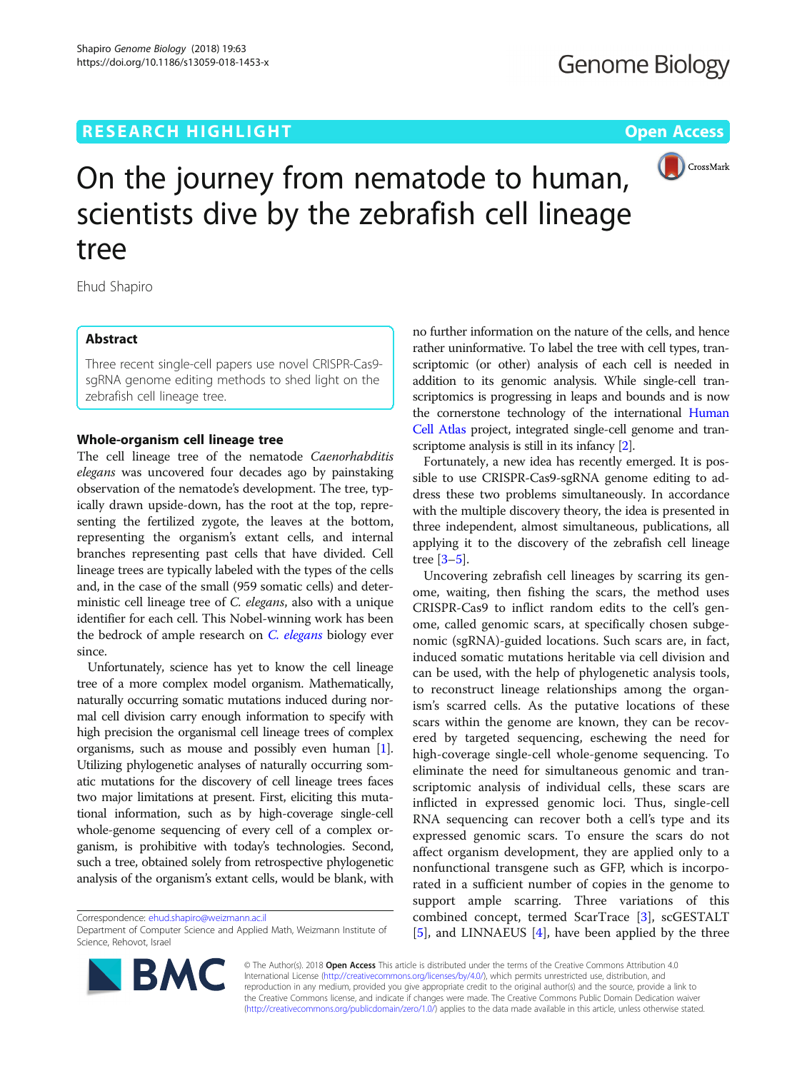# On the journey from nematode to human, scientists dive by the zebrafish cell lineage tree

Ehud Shapiro

## Abstract

Three recent single-cell papers use novel CRISPR-Cas9-sgRNA genome editing methods to shed light on the zebrafish cell lineage tree.

### Whole-organism cell lineage tree

The cell lineage tree of the nematode *Caenorhabditis elegans* was uncovered four decades ago by painstaking observation of the nematode's development. The tree, typically drawn upside-down, has the root at the top, representing the fertilized zygote, the leaves at the bottom, representing the organism's extant cells, and internal branches representing past cells that have divided. Cell lineage trees are typically labeled with the types of the cells and, in the case of the small (959 somatic cells) and deterministic cell lineage tree of *C. elegans*, also with a unique identifier for each cell. This Nobel-winning work has been the bedrock of ample research on *C. elegans* biology ever since.

Unfortunately, science has yet to know the cell lineage tree of a more complex model organism. Mathematically, naturally occurring somatic mutations induced during normal cell division carry enough information to specify with high precision the organismal cell lineage trees of complex organisms, such as mouse and possibly even human [1]. Utilizing phylogenetic analyses of naturally occurring somatic mutations for the discovery of cell lineage trees faces two major limitations at present. First, eliciting this mutational information, such as by high-coverage single-cell whole-genome sequencing of every cell of a complex organism, is prohibitive with today's technologies. Second, such a tree, obtained solely from retrospective phylogenetic analysis of the organism's extant cells, would be blank, with no further information on the nature of the cells, and hence rather uninformative. To label the tree with cell types, transcriptomic (or other) analysis of each cell is needed in addition to its genomic analysis. While single-cell transcriptomics is progressing in leaps and bounds and is now the cornerstone technology of the international Human Cell Atlas project, integrated single-cell genome and transcriptome analysis is still in its infancy [2].

Fortunately, a new idea has recently emerged. It is possible to use CRISPR-Cas9-sgRNA genome editing to address these two problems simultaneously. In accordance with the multiple discovery theory, the idea is presented in three independent, almost simultaneous, publications, all applying it to the discovery of the zebrafish cell lineage tree [3–5].

Uncovering zebrafish cell lineages by scarring its genome, waiting, then fishing the scars, the method uses CRISPR-Cas9 to inflict random edits to the cell's genome, called genomic scars, at specifically chosen subgenomic (sgRNA)-guided locations. Such scars are, in fact, induced somatic mutations heritable via cell division and can be used, with the help of phylogenetic analysis tools, to reconstruct lineage relationships among the organism's scarred cells. As the putative locations of these scars within the genome are known, they can be recovered by targeted sequencing, eschewing the need for high-coverage single-cell whole-genome sequencing. To eliminate the need for simultaneous genomic and transcriptomic analysis of individual cells, these scars are inflicted in expressed genomic loci. Thus, single-cell RNA sequencing can recover both a cell's type and its expressed genomic scars. To ensure the scars do not affect organism development, they are applied only to a nonfunctional transgene such as GFP, which is incorporated in a sufficient number of copies in the genome to support ample scarring. Three variations of this combined concept, termed ScarTrace [3], scGESTALT [5], and LINNAEUS [4], have been applied by the three

Correspondence: ehud.shapiro@weizmann.ac.il
Department of Computer Science and Applied Math, Weizmann Institute of Science, Rehovot, Israel

© The Author(s). 2018 **Open Access** This article is distributed under the terms of the Creative Commons Attribution 4.0 International License (http://creativecommons.org/licenses/by/4.0/), which permits unrestricted use, distribution, and reproduction in any medium, provided you give appropriate credit to the original author(s) and the source, provide a link to the Creative Commons license, and indicate if changes were made. The Creative Commons Public Domain Dedication waiver (http://creativecommons.org/publicdomain/zero/1.0/) applies to the data made available in this article, unless otherwise stated.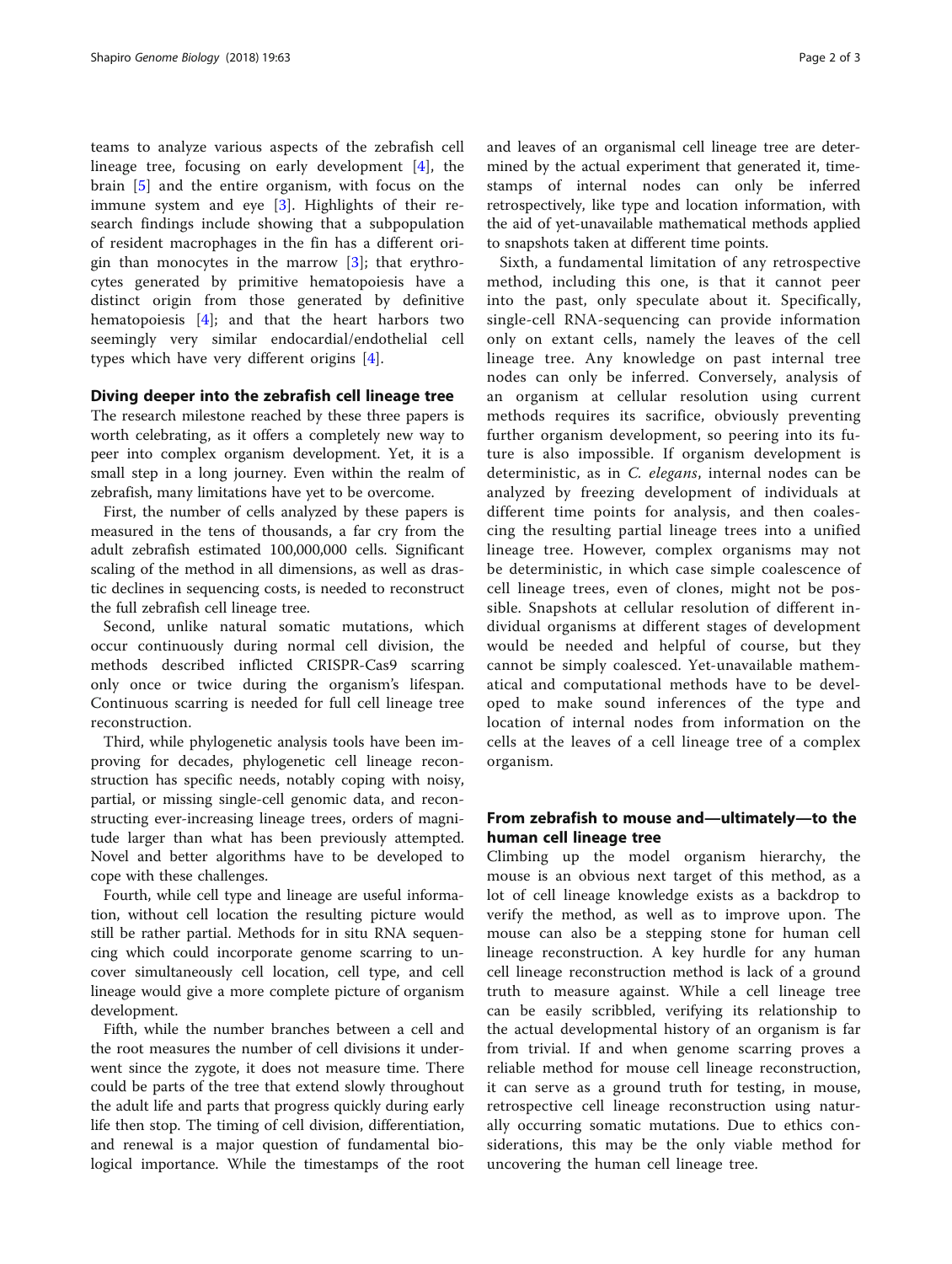teams to analyze various aspects of the zebrafish cell lineage tree, focusing on early development [4], the brain [5] and the entire organism, with focus on the immune system and eye [3]. Highlights of their research findings include showing that a subpopulation of resident macrophages in the fin has a different origin than monocytes in the marrow [3]; that erythrocytes generated by primitive hematopoiesis have a distinct origin from those generated by definitive hematopoiesis [4]; and that the heart harbors two seemingly very similar endocardial/endothelial cell types which have very different origins [4].

## Diving deeper into the zebrafish cell lineage tree

The research milestone reached by these three papers is worth celebrating, as it offers a completely new way to peer into complex organism development. Yet, it is a small step in a long journey. Even within the realm of zebrafish, many limitations have yet to be overcome.

First, the number of cells analyzed by these papers is measured in the tens of thousands, a far cry from the adult zebrafish estimated 100,000,000 cells. Significant scaling of the method in all dimensions, as well as drastic declines in sequencing costs, is needed to reconstruct the full zebrafish cell lineage tree.

Second, unlike natural somatic mutations, which occur continuously during normal cell division, the methods described inflicted CRISPR-Cas9 scarring only once or twice during the organism's lifespan. Continuous scarring is needed for full cell lineage tree reconstruction.

Third, while phylogenetic analysis tools have been improving for decades, phylogenetic cell lineage reconstruction has specific needs, notably coping with noisy, partial, or missing single-cell genomic data, and reconstructing ever-increasing lineage trees, orders of magnitude larger than what has been previously attempted. Novel and better algorithms have to be developed to cope with these challenges.

Fourth, while cell type and lineage are useful information, without cell location the resulting picture would still be rather partial. Methods for in situ RNA sequencing which could incorporate genome scarring to uncover simultaneously cell location, cell type, and cell lineage would give a more complete picture of organism development.

Fifth, while the number branches between a cell and the root measures the number of cell divisions it underwent since the zygote, it does not measure time. There could be parts of the tree that extend slowly throughout the adult life and parts that progress quickly during early life then stop. The timing of cell division, differentiation, and renewal is a major question of fundamental biological importance. While the timestamps of the root and leaves of an organismal cell lineage tree are determined by the actual experiment that generated it, timestamps of internal nodes can only be inferred retrospectively, like type and location information, with the aid of yet-unavailable mathematical methods applied to snapshots taken at different time points.

Sixth, a fundamental limitation of any retrospective method, including this one, is that it cannot peer into the past, only speculate about it. Specifically, single-cell RNA-sequencing can provide information only on extant cells, namely the leaves of the cell lineage tree. Any knowledge on past internal tree nodes can only be inferred. Conversely, analysis of an organism at cellular resolution using current methods requires its sacrifice, obviously preventing further organism development, so peering into its future is also impossible. If organism development is deterministic, as in *C. elegans*, internal nodes can be analyzed by freezing development of individuals at different time points for analysis, and then coalescing the resulting partial lineage trees into a unified lineage tree. However, complex organisms may not be deterministic, in which case simple coalescence of cell lineage trees, even of clones, might not be possible. Snapshots at cellular resolution of different individual organisms at different stages of development would be needed and helpful of course, but they cannot be simply coalesced. Yet-unavailable mathematical and computational methods have to be developed to make sound inferences of the type and location of internal nodes from information on the cells at the leaves of a cell lineage tree of a complex organism.

## From zebrafish to mouse and—ultimately—to the human cell lineage tree

Climbing up the model organism hierarchy, the mouse is an obvious next target of this method, as a lot of cell lineage knowledge exists as a backdrop to verify the method, as well as to improve upon. The mouse can also be a stepping stone for human cell lineage reconstruction. A key hurdle for any human cell lineage reconstruction method is lack of a ground truth to measure against. While a cell lineage tree can be easily scribbled, verifying its relationship to the actual developmental history of an organism is far from trivial. If and when genome scarring proves a reliable method for mouse cell lineage reconstruction, it can serve as a ground truth for testing, in mouse, retrospective cell lineage reconstruction using naturally occurring somatic mutations. Due to ethics considerations, this may be the only viable method for uncovering the human cell lineage tree.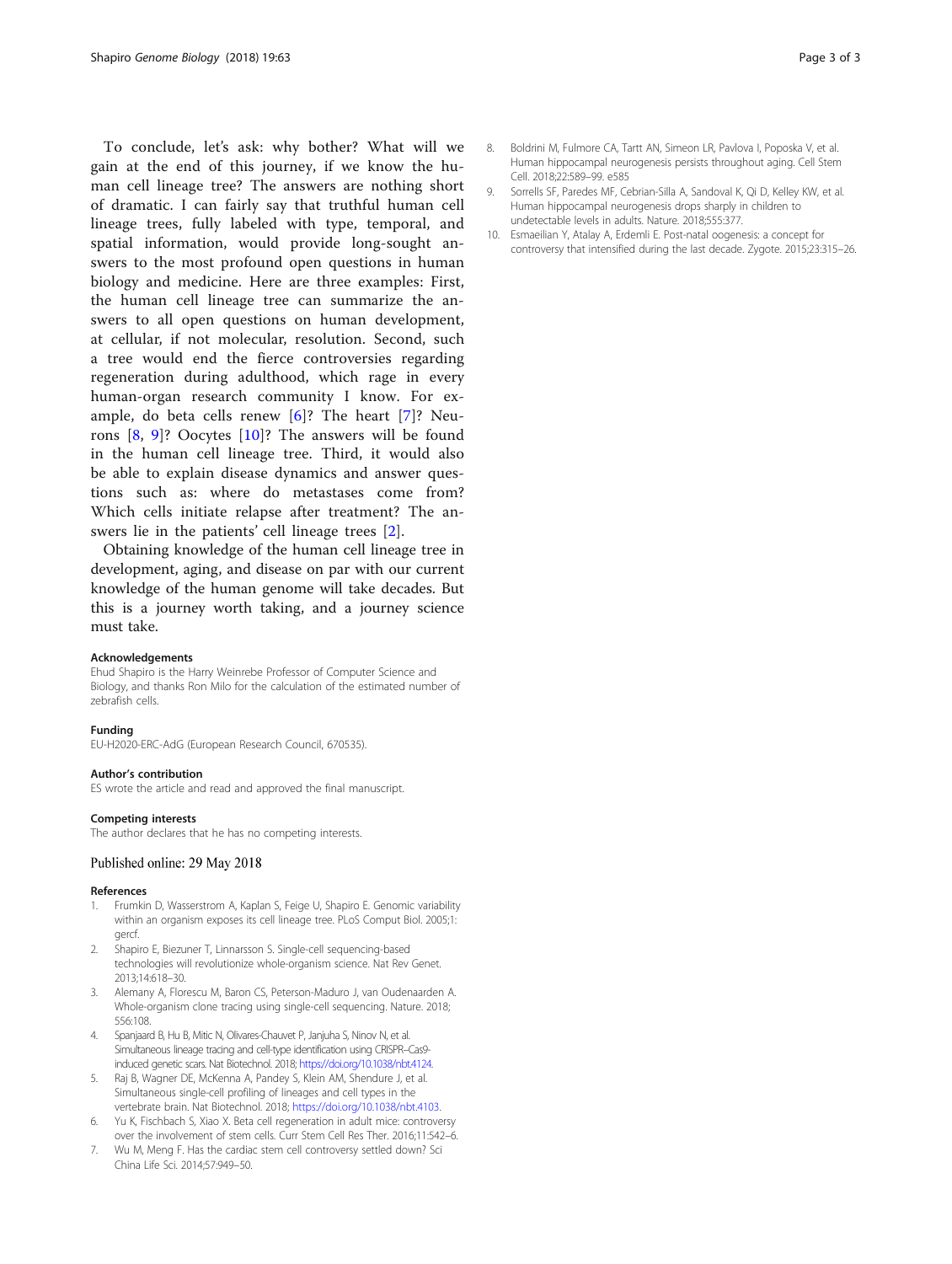To conclude, let's ask: why bother? What will we gain at the end of this journey, if we know the human cell lineage tree? The answers are nothing short of dramatic. I can fairly say that truthful human cell lineage trees, fully labeled with type, temporal, and spatial information, would provide long-sought answers to the most profound open questions in human biology and medicine. Here are three examples: First, the human cell lineage tree can summarize the answers to all open questions on human development, at cellular, if not molecular, resolution. Second, such a tree would end the fierce controversies regarding regeneration during adulthood, which rage in every human-organ research community I know. For example, do beta cells renew [6]? The heart [7]? Neurons [8, 9]? Oocytes [10]? The answers will be found in the human cell lineage tree. Third, it would also be able to explain disease dynamics and answer questions such as: where do metastases come from? Which cells initiate relapse after treatment? The answers lie in the patients' cell lineage trees [2].

Obtaining knowledge of the human cell lineage tree in development, aging, and disease on par with our current knowledge of the human genome will take decades. But this is a journey worth taking, and a journey science must take.

### Acknowledgements

Ehud Shapiro is the Harry Weinrebe Professor of Computer Science and Biology, and thanks Ron Milo for the calculation of the estimated number of zebrafish cells.

### Funding

EU-H2020-ERC-AdG (European Research Council, 670535).

### Author's contribution

ES wrote the article and read and approved the final manuscript.

### Competing interests

The author declares that he has no competing interests.

Published online: 29 May 2018

### References

1. Frumkin D, Wasserstrom A, Kaplan S, Feige U, Shapiro E. Genomic variability within an organism exposes its cell lineage tree. PLoS Comput Biol. 2005;1:gercf.
2. Shapiro E, Biezuner T, Linnarsson S. Single-cell sequencing-based technologies will revolutionize whole-organism science. Nat Rev Genet. 2013;14:618–30.
3. Alemany A, Florescu M, Baron CS, Peterson-Maduro J, van Oudenaarden A. Whole-organism clone tracing using single-cell sequencing. Nature. 2018; 556:108.
4. Spanjaard B, Hu B, Mitic N, Olivares-Chauvet P, Janjuha S, Ninov N, et al. Simultaneous lineage tracing and cell-type identification using CRISPR–Cas9-induced genetic scars. Nat Biotechnol. 2018; https://doi.org/10.1038/nbt.4124.
5. Raj B, Wagner DE, McKenna A, Pandey S, Klein AM, Shendure J, et al. Simultaneous single-cell profiling of lineages and cell types in the vertebrate brain. Nat Biotechnol. 2018; https://doi.org/10.1038/nbt.4103.
6. Yu K, Fischbach S, Xiao X. Beta cell regeneration in adult mice: controversy over the involvement of stem cells. Curr Stem Cell Res Ther. 2016;11:542–6.
7. Wu M, Meng F. Has the cardiac stem cell controversy settled down? Sci China Life Sci. 2014;57:949–50.
8. Boldrini M, Fulmore CA, Tartt AN, Simeon LR, Pavlova I, Poposka V, et al. Human hippocampal neurogenesis persists throughout aging. Cell Stem Cell. 2018;22:589–99. e585
9. Sorrells SF, Paredes MF, Cebrian-Silla A, Sandoval K, Qi D, Kelley KW, et al. Human hippocampal neurogenesis drops sharply in children to undetectable levels in adults. Nature. 2018;555:377.
10. Esmaeilian Y, Atalay A, Erdemli E. Post-natal oogenesis: a concept for controversy that intensified during the last decade. Zygote. 2015;23:315–26.